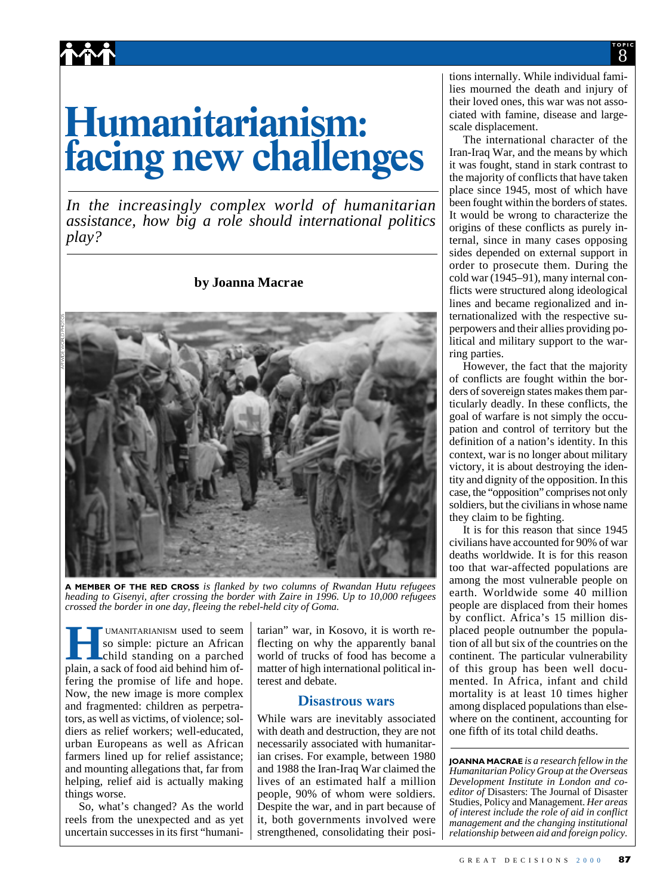# Humanitarianism: facing new challenges

*In the increasingly complex world of humanitarian assistance, how big a role should international politics play?*

**by Joanna Macrae**

**A MEMBER OF THE RED CROSS** *is flanked by two columns of Rwandan Hutu refugees heading to Gisenyi, after crossing the border with Zaire in 1996. Up to 10,000 refugees crossed the border in one day, fleeing the rebel-held city of Goma.*

Humanitarianism used to seem so simple: picture an African child standing on a parched plain, a sack of food aid behind him offering the promise of life and hope. Now, the new image is more complex and fragmented: children as perpetrators, as well as victims, of violence; soldiers as relief workers; well-educated, urban Europeans as well as African farmers lined up for relief assistance; and mounting allegations that, far from helping, relief aid is actually making things worse.

So, what's changed? As the world reels from the unexpected and as yet uncertain successes in its first "humanitarian" war, in Kosovo, it is worth reflecting on why the apparently banal world of trucks of food has become a matter of high international political interest and debate.

## Disastrous wars

While wars are inevitably associated with death and destruction, they are not necessarily associated with humanitarian crises. For example, between 1980 and 1988 the Iran-Iraq War claimed the lives of an estimated half a million people, 90% of whom were soldiers. Despite the war, and in part because of it, both governments involved were strengthened, consolidating their positions internally. While individual families mourned the death and injury of their loved ones, this war was not associated with famine, disease and large-scale displacement.

The international character of the Iran-Iraq War, and the means by which it was fought, stand in stark contrast to the majority of conflicts that have taken place since 1945, most of which have been fought within the borders of states. It would be wrong to characterize the origins of these conflicts as purely internal, since in many cases opposing sides depended on external support in order to prosecute them. During the cold war (1945–91), many internal conflicts were structured along ideological lines and became regionalized and internationalized with the respective superpowers and their allies providing political and military support to the warring parties.

However, the fact that the majority of conflicts are fought within the borders of sovereign states makes them particularly deadly. In these conflicts, the goal of warfare is not simply the occupation and control of territory but the definition of a nation's identity. In this context, war is no longer about military victory, it is about destroying the identity and dignity of the opposition. In this case, the "opposition" comprises not only soldiers, but the civilians in whose name they claim to be fighting.

It is for this reason that since 1945 civilians have accounted for 90% of war deaths worldwide. It is for this reason too that war-affected populations are among the most vulnerable people on earth. Worldwide some 40 million people are displaced from their homes by conflict. Africa's 15 million displaced people outnumber the population of all but six of the countries on the continent. The particular vulnerability of this group has been well documented. In Africa, infant and child mortality is at least 10 times higher among displaced populations than elsewhere on the continent, accounting for one fifth of its total child deaths.

---

**JOANNA MACRAE** *is a research fellow in the Humanitarian Policy Group at the Overseas Development Institute in London and co-editor of* Disasters: The Journal of Disaster Studies, Policy and Management. *Her areas of interest include the role of aid in conflict management and the changing institutional relationship between aid and foreign policy.*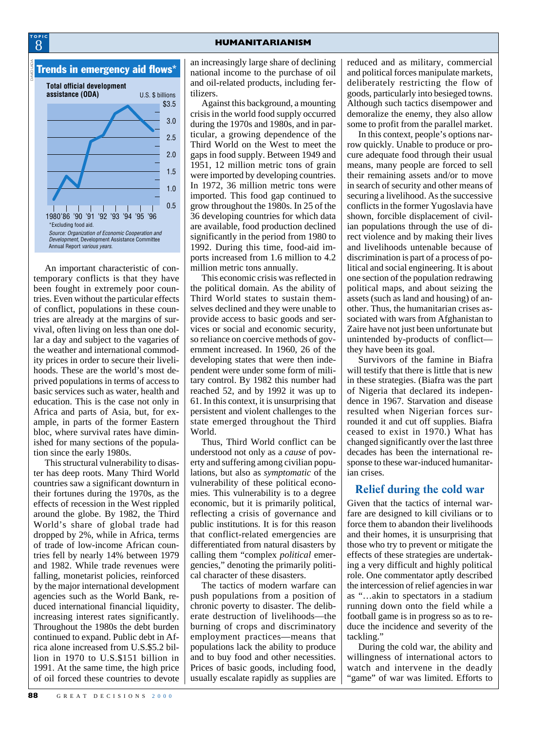### Trends in emergency aid flows*

**Total official development assistance (ODA)** — U.S. $ billions

*Excluding food aid.

*Source: Organization of Economic Cooperation and Development,* Development Assistance Committee Annual Report *various years.*

An important characteristic of contemporary conflicts is that they have been fought in extremely poor countries. Even without the particular effects of conflict, populations in these countries are already at the margins of survival, often living on less than one dollar a day and subject to the vagaries of the weather and international commodity prices in order to secure their livelihoods. These are the world's most deprived populations in terms of access to basic services such as water, health and education. This is the case not only in Africa and parts of Asia, but, for example, in parts of the former Eastern bloc, where survival rates have diminished for many sections of the population since the early 1980s.

This structural vulnerability to disaster has deep roots. Many Third World countries saw a significant downturn in their fortunes during the 1970s, as the effects of recession in the West rippled around the globe. By 1982, the Third World's share of global trade had dropped by 2%, while in Africa, terms of trade of low-income African countries fell by nearly 14% between 1979 and 1982. While trade revenues were falling, monetarist policies, reinforced by the major international development agencies such as the World Bank, reduced international financial liquidity, increasing interest rates significantly. Throughout the 1980s the debt burden continued to expand. Public debt in Africa alone increased from U.S.$5.2 billion in 1970 to U.S.$151 billion in 1991. At the same time, the high price of oil forced these countries to devote an increasingly large share of declining national income to the purchase of oil and oil-related products, including fertilizers.

Against this background, a mounting crisis in the world food supply occurred during the 1970s and 1980s, and in particular, a growing dependence of the Third World on the West to meet the gaps in food supply. Between 1949 and 1951, 12 million metric tons of grain were imported by developing countries. In 1972, 36 million metric tons were imported. This food gap continued to grow throughout the 1980s. In 25 of the 36 developing countries for which data are available, food production declined significantly in the period from 1980 to 1992. During this time, food-aid imports increased from 1.6 million to 4.2 million metric tons annually.

This economic crisis was reflected in the political domain. As the ability of Third World states to sustain themselves declined and they were unable to provide access to basic goods and services or social and economic security, so reliance on coercive methods of government increased. In 1960, 26 of the developing states that were then independent were under some form of military control. By 1982 this number had reached 52, and by 1992 it was up to 61. In this context, it is unsurprising that persistent and violent challenges to the state emerged throughout the Third World.

Thus, Third World conflict can be understood not only as a *cause* of poverty and suffering among civilian populations, but also as *symptomatic* of the vulnerability of these political economies. This vulnerability is to a degree economic, but it is primarily political, reflecting a crisis of governance and public institutions. It is for this reason that conflict-related emergencies are differentiated from natural disasters by calling them "complex *political* emergencies," denoting the primarily political character of these disasters.

The tactics of modern warfare can push populations from a position of chronic poverty to disaster. The deliberate destruction of livelihoods—the burning of crops and discriminatory employment practices—means that populations lack the ability to produce and to buy food and other necessities. Prices of basic goods, including food, usually escalate rapidly as supplies are reduced and as military, commercial and political forces manipulate markets, deliberately restricting the flow of goods, particularly into besieged towns. Although such tactics disempower and demoralize the enemy, they also allow some to profit from the parallel market.

In this context, people's options narrow quickly. Unable to produce or procure adequate food through their usual means, many people are forced to sell their remaining assets and/or to move in search of security and other means of securing a livelihood. As the successive conflicts in the former Yugoslavia have shown, forcible displacement of civilian populations through the use of direct violence and by making their lives and livelihoods untenable because of discrimination is part of a process of political and social engineering. It is about one section of the population redrawing political maps, and about seizing the assets (such as land and housing) of another. Thus, the humanitarian crises associated with wars from Afghanistan to Zaire have not just been unfortunate but unintended by-products of conflict—they have been its goal.

Survivors of the famine in Biafra will testify that there is little that is new in these strategies. (Biafra was the part of Nigeria that declared its independence in 1967. Starvation and disease resulted when Nigerian forces surrounded it and cut off supplies. Biafra ceased to exist in 1970.) What has changed significantly over the last three decades has been the international response to these war-induced humanitarian crises.

## Relief during the cold war

Given that the tactics of internal warfare are designed to kill civilians or to force them to abandon their livelihoods and their homes, it is unsurprising that those who try to prevent or mitigate the effects of these strategies are undertaking a very difficult and highly political role. One commentator aptly described the intercession of relief agencies in war as "…akin to spectators in a stadium running down onto the field while a football game is in progress so as to reduce the incidence and severity of the tackling."

During the cold war, the ability and willingness of international actors to watch and intervene in the deadly "game" of war was limited. Efforts to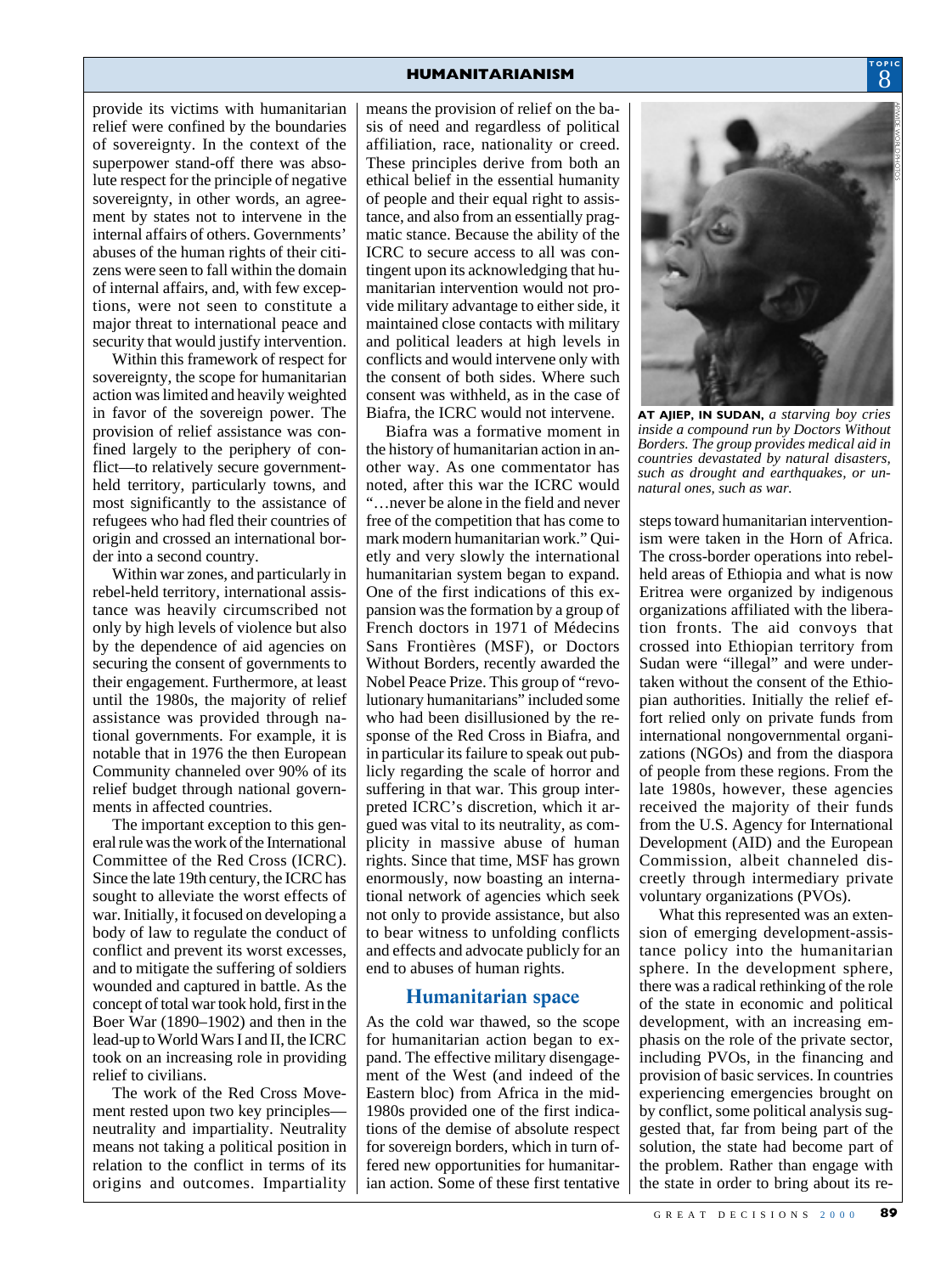provide its victims with humanitarian relief were confined by the boundaries of sovereignty. In the context of the superpower stand-off there was absolute respect for the principle of negative sovereignty, in other words, an agreement by states not to intervene in the internal affairs of others. Governments' abuses of the human rights of their citizens were seen to fall within the domain of internal affairs, and, with few exceptions, were not seen to constitute a major threat to international peace and security that would justify intervention.

Within this framework of respect for sovereignty, the scope for humanitarian action was limited and heavily weighted in favor of the sovereign power. The provision of relief assistance was confined largely to the periphery of conflict—to relatively secure government-held territory, particularly towns, and most significantly to the assistance of refugees who had fled their countries of origin and crossed an international border into a second country.

Within war zones, and particularly in rebel-held territory, international assistance was heavily circumscribed not only by high levels of violence but also by the dependence of aid agencies on securing the consent of governments to their engagement. Furthermore, at least until the 1980s, the majority of relief assistance was provided through national governments. For example, it is notable that in 1976 the then European Community channeled over 90% of its relief budget through national governments in affected countries.

The important exception to this general rule was the work of the International Committee of the Red Cross (ICRC). Since the late 19th century, the ICRC has sought to alleviate the worst effects of war. Initially, it focused on developing a body of law to regulate the conduct of conflict and prevent its worst excesses, and to mitigate the suffering of soldiers wounded and captured in battle. As the concept of total war took hold, first in the Boer War (1890–1902) and then in the lead-up to World Wars I and II, the ICRC took on an increasing role in providing relief to civilians.

The work of the Red Cross Movement rested upon two key principles—neutrality and impartiality. Neutrality means not taking a political position in relation to the conflict in terms of its origins and outcomes. Impartiality means the provision of relief on the basis of need and regardless of political affiliation, race, nationality or creed. These principles derive from both an ethical belief in the essential humanity of people and their equal right to assistance, and also from an essentially pragmatic stance. Because the ability of the ICRC to secure access to all was contingent upon its acknowledging that humanitarian intervention would not provide military advantage to either side, it maintained close contacts with military and political leaders at high levels in conflicts and would intervene only with the consent of both sides. Where such consent was withheld, as in the case of Biafra, the ICRC would not intervene.

Biafra was a formative moment in the history of humanitarian action in another way. As one commentator has noted, after this war the ICRC would "…never be alone in the field and never free of the competition that has come to mark modern humanitarian work." Quietly and very slowly the international humanitarian system began to expand. One of the first indications of this expansion was the formation by a group of French doctors in 1971 of Médecins Sans Frontières (MSF), or Doctors Without Borders, recently awarded the Nobel Peace Prize. This group of "revolutionary humanitarians" included some who had been disillusioned by the response of the Red Cross in Biafra, and in particular its failure to speak out publicly regarding the scale of horror and suffering in that war. This group interpreted ICRC's discretion, which it argued was vital to its neutrality, as complicity in massive abuse of human rights. Since that time, MSF has grown enormously, now boasting an international network of agencies which seek not only to provide assistance, but also to bear witness to unfolding conflicts and effects and advocate publicly for an end to abuses of human rights.

## Humanitarian space

As the cold war thawed, so the scope for humanitarian action began to expand. The effective military disengagement of the West (and indeed of the Eastern bloc) from Africa in the mid-1980s provided one of the first indications of the demise of absolute respect for sovereign borders, which in turn offered new opportunities for humanitarian action. Some of these first tentative steps toward humanitarian interventionism were taken in the Horn of Africa. The cross-border operations into rebel-held areas of Ethiopia and what is now Eritrea were organized by indigenous organizations affiliated with the liberation fronts. The aid convoys that crossed into Ethiopian territory from Sudan were "illegal" and were undertaken without the consent of the Ethiopian authorities. Initially the relief effort relied only on private funds from international nongovernmental organizations (NGOs) and from the diaspora of people from these regions. From the late 1980s, however, these agencies received the majority of their funds from the U.S. Agency for International Development (AID) and the European Commission, albeit channeled discreetly through intermediary private voluntary organizations (PVOs).

**AT AJIEP, IN SUDAN,** *a starving boy cries inside a compound run by Doctors Without Borders. The group provides medical aid in countries devastated by natural disasters, such as drought and earthquakes, or unnatural ones, such as war.*

What this represented was an extension of emerging development-assistance policy into the humanitarian sphere. In the development sphere, there was a radical rethinking of the role of the state in economic and political development, with an increasing emphasis on the role of the private sector, including PVOs, in the financing and provision of basic services. In countries experiencing emergencies brought on by conflict, some political analysis suggested that, far from being part of the solution, the state had become part of the problem. Rather than engage with the state in order to bring about its re-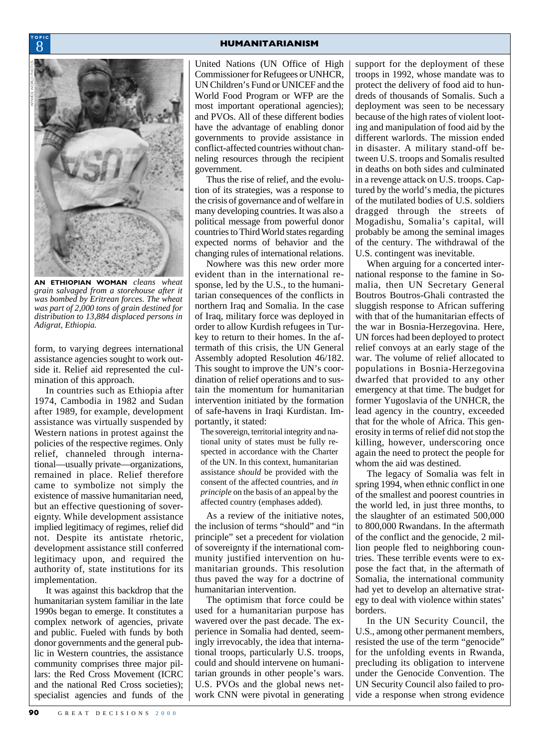**AN ETHIOPIAN WOMAN** *cleans wheat grain salvaged from a storehouse after it was bombed by Eritrean forces. The wheat was part of 2,000 tons of grain destined for distribution to 13,884 displaced persons in Adigrat, Ethiopia.*

form, to varying degrees international assistance agencies sought to work outside it. Relief aid represented the culmination of this approach.

In countries such as Ethiopia after 1974, Cambodia in 1982 and Sudan after 1989, for example, development assistance was virtually suspended by Western nations in protest against the policies of the respective regimes. Only relief, channeled through international—usually private—organizations, remained in place. Relief therefore came to symbolize not simply the existence of massive humanitarian need, but an effective questioning of sovereignty. While development assistance implied legitimacy of regimes, relief did not. Despite its antistate rhetoric, development assistance still conferred legitimacy upon, and required the authority of, state institutions for its implementation.

It was against this backdrop that the humanitarian system familiar in the late 1990s began to emerge. It constitutes a complex network of agencies, private and public. Fueled with funds by both donor governments and the general public in Western countries, the assistance community comprises three major pillars: the Red Cross Movement (ICRC and the national Red Cross societies); specialist agencies and funds of the United Nations (UN Office of High Commissioner for Refugees or UNHCR, UN Children's Fund or UNICEF and the World Food Program or WFP are the most important operational agencies); and PVOs. All of these different bodies have the advantage of enabling donor governments to provide assistance in conflict-affected countries without channeling resources through the recipient government.

Thus the rise of relief, and the evolution of its strategies, was a response to the crisis of governance and of welfare in many developing countries. It was also a political message from powerful donor countries to Third World states regarding expected norms of behavior and the changing rules of international relations.

Nowhere was this new order more evident than in the international response, led by the U.S., to the humanitarian consequences of the conflicts in northern Iraq and Somalia. In the case of Iraq, military force was deployed in order to allow Kurdish refugees in Turkey to return to their homes. In the aftermath of this crisis, the UN General Assembly adopted Resolution 46/182. This sought to improve the UN's coordination of relief operations and to sustain the momentum for humanitarian intervention initiated by the formation of safe-havens in Iraqi Kurdistan. Importantly, it stated:

> The sovereign, territorial integrity and national unity of states must be fully respected in accordance with the Charter of the UN. In this context, humanitarian assistance *should* be provided with the consent of the affected countries, and *in principle* on the basis of an appeal by the affected country (emphases added).

As a review of the initiative notes, the inclusion of terms "should" and "in principle" set a precedent for violation of sovereignty if the international community justified intervention on humanitarian grounds. This resolution thus paved the way for a doctrine of humanitarian intervention.

The optimism that force could be used for a humanitarian purpose has wavered over the past decade. The experience in Somalia had dented, seemingly irrevocably, the idea that international troops, particularly U.S. troops, could and should intervene on humanitarian grounds in other people's wars. U.S. PVOs and the global news network CNN were pivotal in generating support for the deployment of these troops in 1992, whose mandate was to protect the delivery of food aid to hundreds of thousands of Somalis. Such a deployment was seen to be necessary because of the high rates of violent looting and manipulation of food aid by the different warlords. The mission ended in disaster. A military stand-off between U.S. troops and Somalis resulted in deaths on both sides and culminated in a revenge attack on U.S. troops. Captured by the world's media, the pictures of the mutilated bodies of U.S. soldiers dragged through the streets of Mogadishu, Somalia's capital, will probably be among the seminal images of the century. The withdrawal of the U.S. contingent was inevitable.

When arguing for a concerted international response to the famine in Somalia, then UN Secretary General Boutros Boutros-Ghali contrasted the sluggish response to African suffering with that of the humanitarian effects of the war in Bosnia-Herzegovina. Here, UN forces had been deployed to protect relief convoys at an early stage of the war. The volume of relief allocated to populations in Bosnia-Herzegovina dwarfed that provided to any other emergency at that time. The budget for former Yugoslavia of the UNHCR, the lead agency in the country, exceeded that for the whole of Africa. This generosity in terms of relief did not stop the killing, however, underscoring once again the need to protect the people for whom the aid was destined.

The legacy of Somalia was felt in spring 1994, when ethnic conflict in one of the smallest and poorest countries in the world led, in just three months, to the slaughter of an estimated 500,000 to 800,000 Rwandans. In the aftermath of the conflict and the genocide, 2 million people fled to neighboring countries. These terrible events were to expose the fact that, in the aftermath of Somalia, the international community had yet to develop an alternative strategy to deal with violence within states' borders.

In the UN Security Council, the U.S., among other permanent members, resisted the use of the term "genocide" for the unfolding events in Rwanda, precluding its obligation to intervene under the Genocide Convention. The UN Security Council also failed to provide a response when strong evidence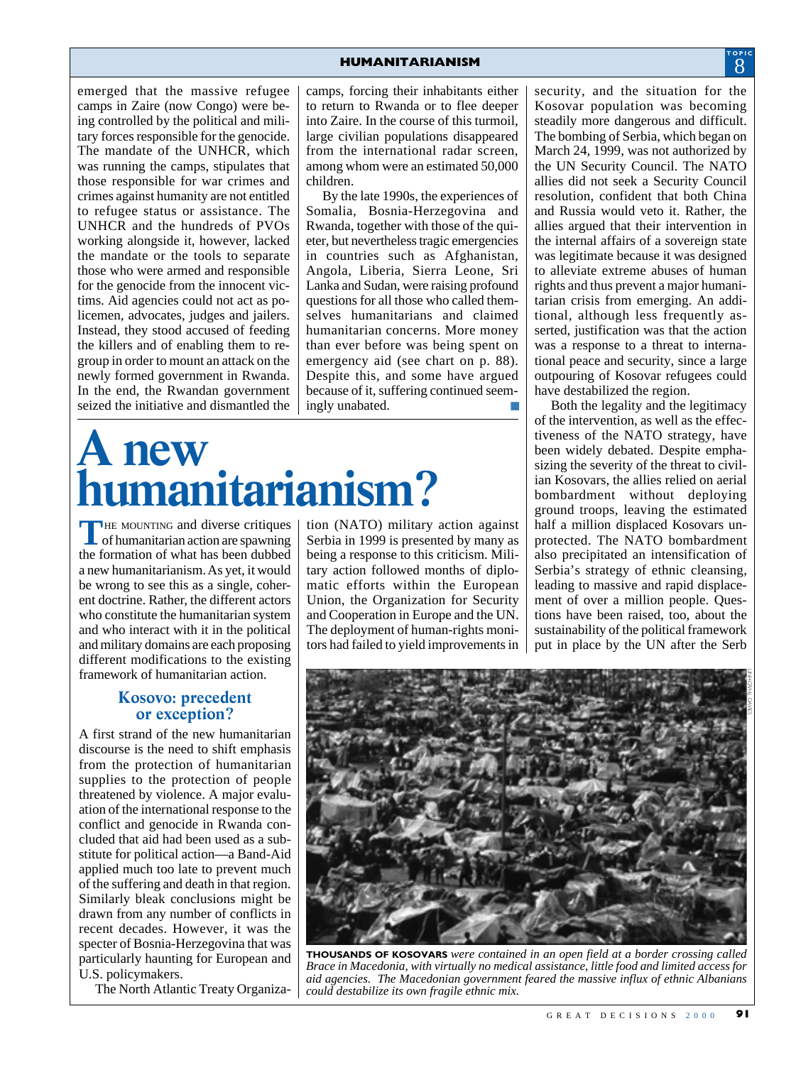emerged that the massive refugee camps in Zaire (now Congo) were being controlled by the political and military forces responsible for the genocide. The mandate of the UNHCR, which was running the camps, stipulates that those responsible for war crimes and crimes against humanity are not entitled to refugee status or assistance. The UNHCR and the hundreds of PVOs working alongside it, however, lacked the mandate or the tools to separate those who were armed and responsible for the genocide from the innocent victims. Aid agencies could not act as policemen, advocates, judges and jailers. Instead, they stood accused of feeding the killers and of enabling them to regroup in order to mount an attack on the newly formed government in Rwanda. In the end, the Rwandan government seized the initiative and dismantled the camps, forcing their inhabitants either to return to Rwanda or to flee deeper into Zaire. In the course of this turmoil, large civilian populations disappeared from the international radar screen, among whom were an estimated 50,000 children.

By the late 1990s, the experiences of Somalia, Bosnia-Herzegovina and Rwanda, together with those of the quieter, but nevertheless tragic emergencies in countries such as Afghanistan, Angola, Liberia, Sierra Leone, Sri Lanka and Sudan, were raising profound questions for all those who called themselves humanitarians and claimed humanitarian concerns. More money than ever before was being spent on emergency aid (see chart on p. 88). Despite this, and some have argued because of it, suffering continued seemingly unabated.

# A new humanitarianism?

The mounting and diverse critiques of humanitarian action are spawning the formation of what has been dubbed a new humanitarianism. As yet, it would be wrong to see this as a single, coherent doctrine. Rather, the different actors who constitute the humanitarian system and who interact with it in the political and military domains are each proposing different modifications to the existing framework of humanitarian action.

## Kosovo: precedent or exception?

A first strand of the new humanitarian discourse is the need to shift emphasis from the protection of humanitarian supplies to the protection of people threatened by violence. A major evaluation of the international response to the conflict and genocide in Rwanda concluded that aid had been used as a substitute for political action—a Band-Aid applied much too late to prevent much of the suffering and death in that region. Similarly bleak conclusions might be drawn from any number of conflicts in recent decades. However, it was the specter of Bosnia-Herzegovina that was particularly haunting for European and U.S. policymakers.

The North Atlantic Treaty Organization (NATO) military action against Serbia in 1999 is presented by many as being a response to this criticism. Military action followed months of diplomatic efforts within the European Union, the Organization for Security and Cooperation in Europe and the UN. The deployment of human-rights monitors had failed to yield improvements in security, and the situation for the Kosovar population was becoming steadily more dangerous and difficult. The bombing of Serbia, which began on March 24, 1999, was not authorized by the UN Security Council. The NATO allies did not seek a Security Council resolution, confident that both China and Russia would veto it. Rather, the allies argued that their intervention in the internal affairs of a sovereign state was legitimate because it was designed to alleviate extreme abuses of human rights and thus prevent a major humanitarian crisis from emerging. An additional, although less frequently asserted, justification was that the action was a response to a threat to international peace and security, since a large outpouring of Kosovar refugees could have destabilized the region.

Both the legality and the legitimacy of the intervention, as well as the effectiveness of the NATO strategy, have been widely debated. Despite emphasizing the severity of the threat to civilian Kosovars, the allies relied on aerial bombardment without deploying ground troops, leaving the estimated half a million displaced Kosovars unprotected. The NATO bombardment also precipitated an intensification of Serbia's strategy of ethnic cleansing, leading to massive and rapid displacement of over a million people. Questions have been raised, too, about the sustainability of the political framework put in place by the UN after the Serb

UNHCR/H. DAVIES

**THOUSANDS OF KOSOVARS** *were contained in an open field at a border crossing called Brace in Macedonia, with virtually no medical assistance, little food and limited access for aid agencies. The Macedonian government feared the massive influx of ethnic Albanians could destabilize its own fragile ethnic mix.*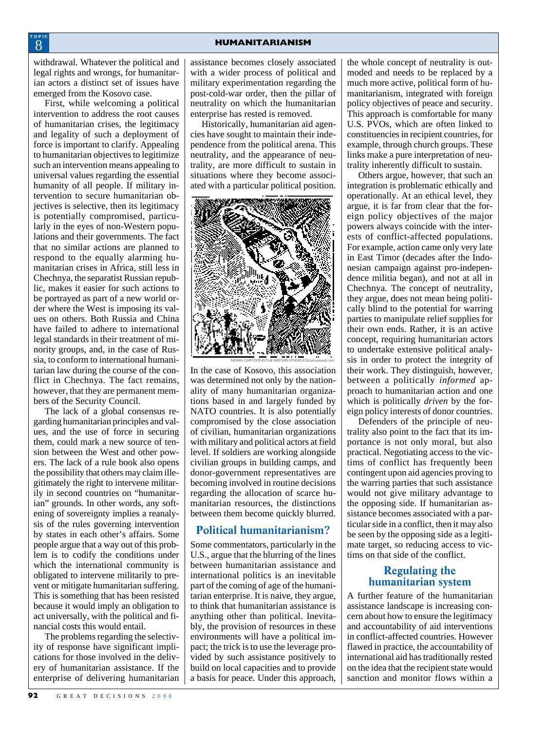withdrawal. Whatever the political and legal rights and wrongs, for humanitarian actors a distinct set of issues have emerged from the Kosovo case.

First, while welcoming a political intervention to address the root causes of humanitarian crises, the legitimacy and legality of such a deployment of force is important to clarify. Appealing to humanitarian objectives to legitimize such an intervention means appealing to universal values regarding the essential humanity of all people. If military intervention to secure humanitarian objectives is selective, then its legitimacy is potentially compromised, particularly in the eyes of non-Western populations and their governments. The fact that no similar actions are planned to respond to the equally alarming humanitarian crises in Africa, still less in Chechnya, the separatist Russian republic, makes it easier for such actions to be portrayed as part of a new world order where the West is imposing its values on others. Both Russia and China have failed to adhere to international legal standards in their treatment of minority groups, and, in the case of Russia, to conform to international humanitarian law during the course of the conflict in Chechnya. The fact remains, however, that they are permanent members of the Security Council.

The lack of a global consensus regarding humanitarian principles and values, and the use of force in securing them, could mark a new source of tension between the West and other powers. The lack of a rule book also opens the possibility that others may claim illegitimately the right to intervene militarily in second countries on "humanitarian" grounds. In other words, any softening of sovereignty implies a reanalysis of the rules governing intervention by states in each other's affairs. Some people argue that a way out of this problem is to codify the conditions under which the international community is obligated to intervene militarily to prevent or mitigate humanitarian suffering. This is something that has been resisted because it would imply an obligation to act universally, with the political and financial costs this would entail.

The problems regarding the selectivity of response have significant implications for those involved in the delivery of humanitarian assistance. If the enterprise of delivering humanitarian assistance becomes closely associated with a wider process of political and military experimentation regarding the post-cold-war order, then the pillar of neutrality on which the humanitarian enterprise has rested is removed.

Historically, humanitarian aid agencies have sought to maintain their independence from the political arena. This neutrality, and the appearance of neutrality, are more difficult to sustain in situations where they become associated with a particular political position.

NINAN, CARTOONISTS & WRITERS SYNDICATE/cartoonweb.com

In the case of Kosovo, this association was determined not only by the nationality of many humanitarian organizations based in and largely funded by NATO countries. It is also potentially compromised by the close association of civilian, humanitarian organizations with military and political actors at field level. If soldiers are working alongside civilian groups in building camps, and donor-government representatives are becoming involved in routine decisions regarding the allocation of scarce humanitarian resources, the distinctions between them become quickly blurred.

## Political humanitarianism?

Some commentators, particularly in the U.S., argue that the blurring of the lines between humanitarian assistance and international politics is an inevitable part of the coming of age of the humanitarian enterprise. It is naive, they argue, to think that humanitarian assistance is anything other than political. Inevitably, the provision of resources in these environments will have a political impact; the trick is to use the leverage provided by such assistance positively to build on local capacities and to provide a basis for peace. Under this approach, the whole concept of neutrality is outmoded and needs to be replaced by a much more active, political form of humanitarianism, integrated with foreign policy objectives of peace and security. This approach is comfortable for many U.S. PVOs, which are often linked to constituencies in recipient countries, for example, through church groups. These links make a pure interpretation of neutrality inherently difficult to sustain.

Others argue, however, that such an integration is problematic ethically and operationally. At an ethical level, they argue, it is far from clear that the foreign policy objectives of the major powers always coincide with the interests of conflict-affected populations. For example, action came only very late in East Timor (decades after the Indonesian campaign against pro-independence militia began), and not at all in Chechnya. The concept of neutrality, they argue, does not mean being politically blind to the potential for warring parties to manipulate relief supplies for their own ends. Rather, it is an active concept, requiring humanitarian actors to undertake extensive political analysis in order to protect the integrity of their work. They distinguish, however, between a politically *informed* approach to humanitarian action and one which is politically *driven* by the foreign policy interests of donor countries.

Defenders of the principle of neutrality also point to the fact that its importance is not only moral, but also practical. Negotiating access to the victims of conflict has frequently been contingent upon aid agencies proving to the warring parties that such assistance would not give military advantage to the opposing side. If humanitarian assistance becomes associated with a particular side in a conflict, then it may also be seen by the opposing side as a legitimate target, so reducing access to victims on that side of the conflict.

## Regulating the humanitarian system

A further feature of the humanitarian assistance landscape is increasing concern about how to ensure the legitimacy and accountability of aid interventions in conflict-affected countries. However flawed in practice, the accountability of international aid has traditionally rested on the idea that the recipient state would sanction and monitor flows within a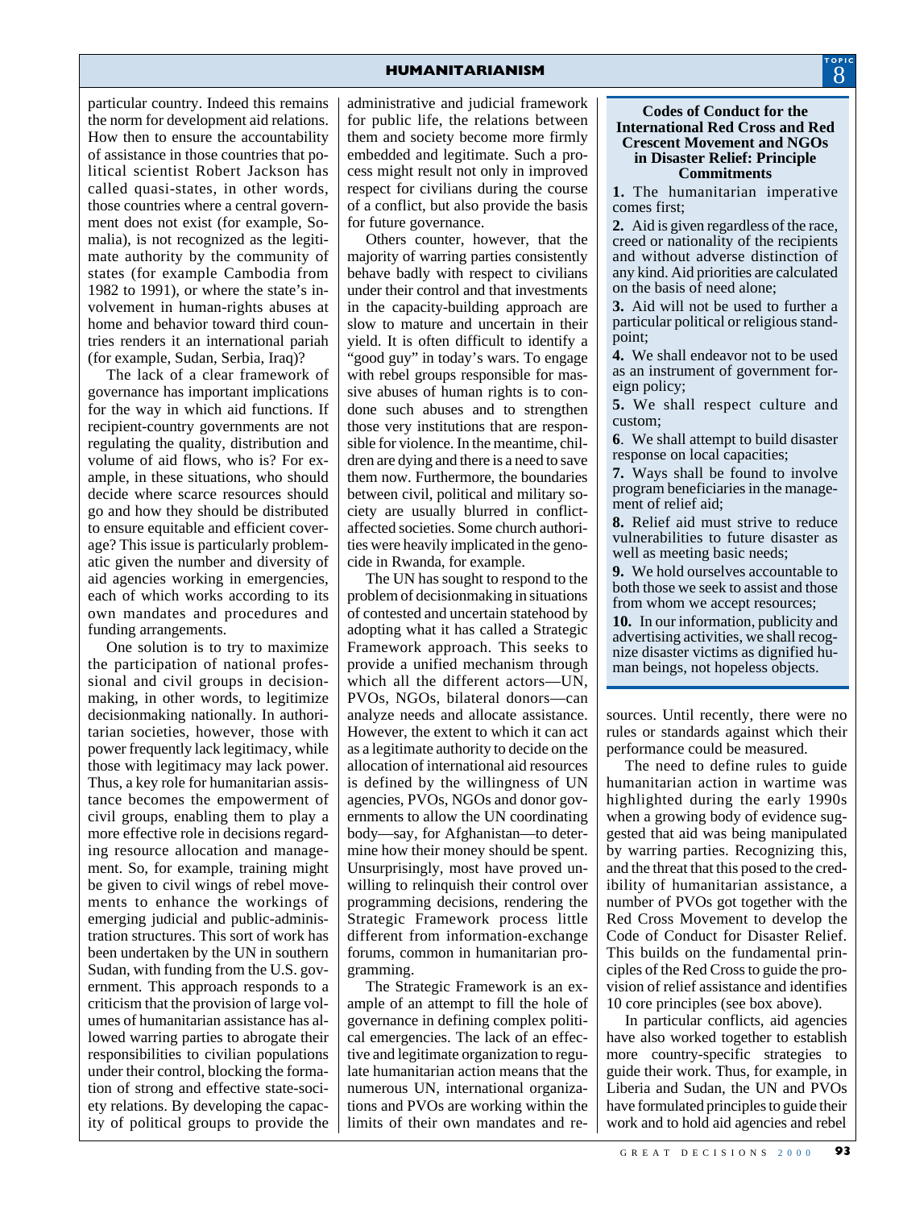particular country. Indeed this remains the norm for development aid relations. How then to ensure the accountability of assistance in those countries that political scientist Robert Jackson has called quasi-states, in other words, those countries where a central government does not exist (for example, Somalia), is not recognized as the legitimate authority by the community of states (for example Cambodia from 1982 to 1991), or where the state's involvement in human-rights abuses at home and behavior toward third countries renders it an international pariah (for example, Sudan, Serbia, Iraq)?

The lack of a clear framework of governance has important implications for the way in which aid functions. If recipient-country governments are not regulating the quality, distribution and volume of aid flows, who is? For example, in these situations, who should decide where scarce resources should go and how they should be distributed to ensure equitable and efficient coverage? This issue is particularly problematic given the number and diversity of aid agencies working in emergencies, each of which works according to its own mandates and procedures and funding arrangements.

One solution is to try to maximize the participation of national professional and civil groups in decisionmaking, in other words, to legitimize decisionmaking nationally. In authoritarian societies, however, those with power frequently lack legitimacy, while those with legitimacy may lack power. Thus, a key role for humanitarian assistance becomes the empowerment of civil groups, enabling them to play a more effective role in decisions regarding resource allocation and management. So, for example, training might be given to civil wings of rebel movements to enhance the workings of emerging judicial and public-administration structures. This sort of work has been undertaken by the UN in southern Sudan, with funding from the U.S. government. This approach responds to a criticism that the provision of large volumes of humanitarian assistance has allowed warring parties to abrogate their responsibilities to civilian populations under their control, blocking the formation of strong and effective state-society relations. By developing the capacity of political groups to provide the administrative and judicial framework for public life, the relations between them and society become more firmly embedded and legitimate. Such a process might result not only in improved respect for civilians during the course of a conflict, but also provide the basis for future governance.

Others counter, however, that the majority of warring parties consistently behave badly with respect to civilians under their control and that investments in the capacity-building approach are slow to mature and uncertain in their yield. It is often difficult to identify a "good guy" in today's wars. To engage with rebel groups responsible for massive abuses of human rights is to condone such abuses and to strengthen those very institutions that are responsible for violence. In the meantime, children are dying and there is a need to save them now. Furthermore, the boundaries between civil, political and military society are usually blurred in conflict-affected societies. Some church authorities were heavily implicated in the genocide in Rwanda, for example.

The UN has sought to respond to the problem of decisionmaking in situations of contested and uncertain statehood by adopting what it has called a Strategic Framework approach. This seeks to provide a unified mechanism through which all the different actors—UN, PVOs, NGOs, bilateral donors—can analyze needs and allocate assistance. However, the extent to which it can act as a legitimate authority to decide on the allocation of international aid resources is defined by the willingness of UN agencies, PVOs, NGOs and donor governments to allow the UN coordinating body—say, for Afghanistan—to determine how their money should be spent. Unsurprisingly, most have proved unwilling to relinquish their control over programming decisions, rendering the Strategic Framework process little different from information-exchange forums, common in humanitarian programming.

The Strategic Framework is an example of an attempt to fill the hole of governance in defining complex political emergencies. The lack of an effective and legitimate organization to regulate humanitarian action means that the numerous UN, international organizations and PVOs are working within the limits of their own mandates and resources. Until recently, there were no rules or standards against which their performance could be measured.

The need to define rules to guide humanitarian action in wartime was highlighted during the early 1990s when a growing body of evidence suggested that aid was being manipulated by warring parties. Recognizing this, and the threat that this posed to the credibility of humanitarian assistance, a number of PVOs got together with the Red Cross Movement to develop the Code of Conduct for Disaster Relief. This builds on the fundamental principles of the Red Cross to guide the provision of relief assistance and identifies 10 core principles (see box above).

In particular conflicts, aid agencies have also worked together to establish more country-specific strategies to guide their work. Thus, for example, in Liberia and Sudan, the UN and PVOs have formulated principles to guide their work and to hold aid agencies and rebel

### Codes of Conduct for the International Red Cross and Red Crescent Movement and NGOs in Disaster Relief: Principle Commitments

**1.** The humanitarian imperative comes first;

**2.** Aid is given regardless of the race, creed or nationality of the recipients and without adverse distinction of any kind. Aid priorities are calculated on the basis of need alone;

**3.** Aid will not be used to further a particular political or religious standpoint;

**4.** We shall endeavor not to be used as an instrument of government foreign policy;

**5.** We shall respect culture and custom;

**6**. We shall attempt to build disaster response on local capacities;

**7.** Ways shall be found to involve program beneficiaries in the management of relief aid;

**8.** Relief aid must strive to reduce vulnerabilities to future disaster as well as meeting basic needs;

**9.** We hold ourselves accountable to both those we seek to assist and those from whom we accept resources;

**10.** In our information, publicity and advertising activities, we shall recognize disaster victims as dignified human beings, not hopeless objects.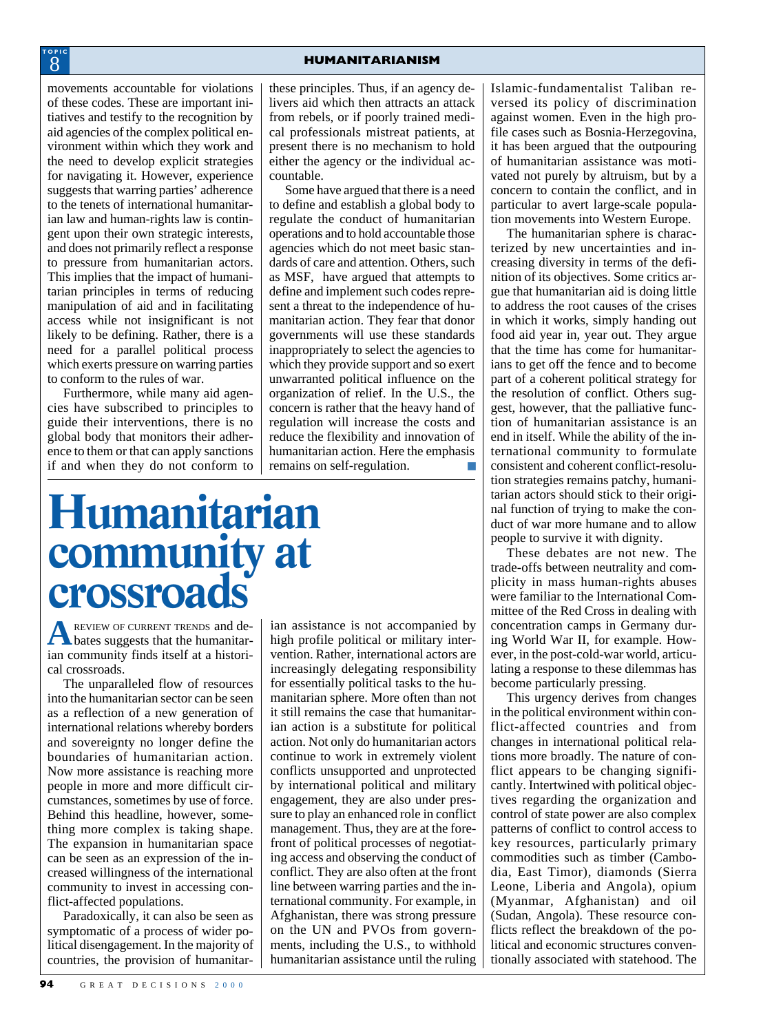movements accountable for violations of these codes. These are important initiatives and testify to the recognition by aid agencies of the complex political environment within which they work and the need to develop explicit strategies for navigating it. However, experience suggests that warring parties' adherence to the tenets of international humanitarian law and human-rights law is contingent upon their own strategic interests, and does not primarily reflect a response to pressure from humanitarian actors. This implies that the impact of humanitarian principles in terms of reducing manipulation of aid and in facilitating access while not insignificant is not likely to be defining. Rather, there is a need for a parallel political process which exerts pressure on warring parties to conform to the rules of war.

Furthermore, while many aid agencies have subscribed to principles to guide their interventions, there is no global body that monitors their adherence to them or that can apply sanctions if and when they do not conform to these principles. Thus, if an agency delivers aid which then attracts an attack from rebels, or if poorly trained medical professionals mistreat patients, at present there is no mechanism to hold either the agency or the individual accountable.

Some have argued that there is a need to define and establish a global body to regulate the conduct of humanitarian operations and to hold accountable those agencies which do not meet basic standards of care and attention. Others, such as MSF, have argued that attempts to define and implement such codes represent a threat to the independence of humanitarian action. They fear that donor governments will use these standards inappropriately to select the agencies to which they provide support and so exert unwarranted political influence on the organization of relief. In the U.S., the concern is rather that the heavy hand of regulation will increase the costs and reduce the flexibility and innovation of humanitarian action. Here the emphasis remains on self-regulation.

# Humanitarian community at crossroads

A review of current trends and debates suggests that the humanitarian community finds itself at a historical crossroads.

The unparalleled flow of resources into the humanitarian sector can be seen as a reflection of a new generation of international relations whereby borders and sovereignty no longer define the boundaries of humanitarian action. Now more assistance is reaching more people in more and more difficult circumstances, sometimes by use of force. Behind this headline, however, something more complex is taking shape. The expansion in humanitarian space can be seen as an expression of the increased willingness of the international community to invest in accessing conflict-affected populations.

Paradoxically, it can also be seen as symptomatic of a process of wider political disengagement. In the majority of countries, the provision of humanitarian assistance is not accompanied by high profile political or military intervention. Rather, international actors are increasingly delegating responsibility for essentially political tasks to the humanitarian sphere. More often than not it still remains the case that humanitarian action is a substitute for political action. Not only do humanitarian actors continue to work in extremely violent conflicts unsupported and unprotected by international political and military engagement, they are also under pressure to play an enhanced role in conflict management. Thus, they are at the forefront of political processes of negotiating access and observing the conduct of conflict. They are also often at the front line between warring parties and the international community. For example, in Afghanistan, there was strong pressure on the UN and PVOs from governments, including the U.S., to withhold humanitarian assistance until the ruling Islamic-fundamentalist Taliban reversed its policy of discrimination against women. Even in the high profile cases such as Bosnia-Herzegovina, it has been argued that the outpouring of humanitarian assistance was motivated not purely by altruism, but by a concern to contain the conflict, and in particular to avert large-scale population movements into Western Europe.

The humanitarian sphere is characterized by new uncertainties and increasing diversity in terms of the definition of its objectives. Some critics argue that humanitarian aid is doing little to address the root causes of the crises in which it works, simply handing out food aid year in, year out. They argue that the time has come for humanitarians to get off the fence and to become part of a coherent political strategy for the resolution of conflict. Others suggest, however, that the palliative function of humanitarian assistance is an end in itself. While the ability of the international community to formulate consistent and coherent conflict-resolution strategies remains patchy, humanitarian actors should stick to their original function of trying to make the conduct of war more humane and to allow people to survive it with dignity.

These debates are not new. The trade-offs between neutrality and complicity in mass human-rights abuses were familiar to the International Committee of the Red Cross in dealing with concentration camps in Germany during World War II, for example. However, in the post-cold-war world, articulating a response to these dilemmas has become particularly pressing.

This urgency derives from changes in the political environment within conflict-affected countries and from changes in international political relations more broadly. The nature of conflict appears to be changing significantly. Intertwined with political objectives regarding the organization and control of state power are also complex patterns of conflict to control access to key resources, particularly primary commodities such as timber (Cambodia, East Timor), diamonds (Sierra Leone, Liberia and Angola), opium (Myanmar, Afghanistan) and oil (Sudan, Angola). These resource conflicts reflect the breakdown of the political and economic structures conventionally associated with statehood. The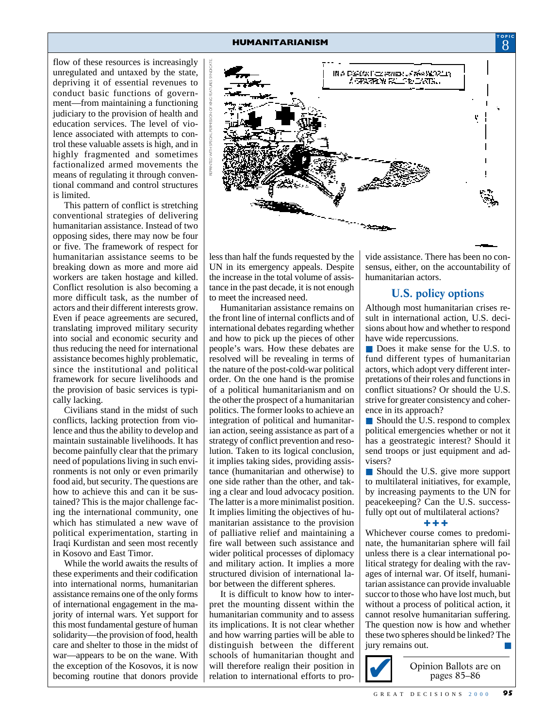flow of these resources is increasingly unregulated and untaxed by the state, depriving it of essential revenues to conduct basic functions of government—from maintaining a functioning judiciary to the provision of health and education services. The level of violence associated with attempts to control these valuable assets is high, and in highly fragmented and sometimes factionalized armed movements the means of regulating it through conventional command and control structures is limited.

This pattern of conflict is stretching conventional strategies of delivering humanitarian assistance. Instead of two opposing sides, there may now be four or five. The framework of respect for humanitarian assistance seems to be breaking down as more and more aid workers are taken hostage and killed. Conflict resolution is also becoming a more difficult task, as the number of actors and their different interests grow. Even if peace agreements are secured, translating improved military security into social and economic security and thus reducing the need for international assistance becomes highly problematic, since the institutional and political framework for secure livelihoods and the provision of basic services is typically lacking.

Civilians stand in the midst of such conflicts, lacking protection from violence and thus the ability to develop and maintain sustainable livelihoods. It has become painfully clear that the primary need of populations living in such environments is not only or even primarily food aid, but security. The questions are how to achieve this and can it be sustained? This is the major challenge facing the international community, one which has stimulated a new wave of political experimentation, starting in Iraqi Kurdistan and seen most recently in Kosovo and East Timor.

While the world awaits the results of these experiments and their codification into international norms, humanitarian assistance remains one of the only forms of international engagement in the majority of internal wars. Yet support for this most fundamental gesture of human solidarity—the provision of food, health care and shelter to those in the midst of war—appears to be on the wane. With the exception of the Kosovos, it is now becoming routine that donors provide less than half the funds requested by the UN in its emergency appeals. Despite the increase in the total volume of assistance in the past decade, it is not enough to meet the increased need.

Humanitarian assistance remains on the front line of internal conflicts and of international debates regarding whether and how to pick up the pieces of other people's wars. How these debates are resolved will be revealing in terms of the nature of the post-cold-war political order. On the one hand is the promise of a political humanitarianism and on the other the prospect of a humanitarian politics. The former looks to achieve an integration of political and humanitarian action, seeing assistance as part of a strategy of conflict prevention and resolution. Taken to its logical conclusion, it implies taking sides, providing assistance (humanitarian and otherwise) to one side rather than the other, and taking a clear and loud advocacy position. The latter is a more minimalist position. It implies limiting the objectives of humanitarian assistance to the provision of palliative relief and maintaining a fire wall between such assistance and wider political processes of diplomacy and military action. It implies a more structured division of international labor between the different spheres.

It is difficult to know how to interpret the mounting dissent within the humanitarian community and to assess its implications. It is not clear whether and how warring parties will be able to distinguish between the different schools of humanitarian thought and will therefore realign their position in relation to international efforts to provide assistance. There has been no consensus, either, on the accountability of humanitarian actors.

## U.S. policy options

Although most humanitarian crises result in international action, U.S. decisions about how and whether to respond have wide repercussions.

- Does it make sense for the U.S. to fund different types of humanitarian actors, which adopt very different interpretations of their roles and functions in conflict situations? Or should the U.S. strive for greater consistency and coherence in its approach?
- Should the U.S. respond to complex political emergencies whether or not it has a geostrategic interest? Should it send troops or just equipment and advisers?
- Should the U.S. give more support to multilateral initiatives, for example, by increasing payments to the UN for peacekeeping? Can the U.S. successfully opt out of multilateral actions?

+++

Whichever course comes to predominate, the humanitarian sphere will fail unless there is a clear international political strategy for dealing with the ravages of internal war. Of itself, humanitarian assistance can provide invaluable succor to those who have lost much, but without a process of political action, it cannot resolve humanitarian suffering. The question now is how and whether these two spheres should be linked? The jury remains out.

Opinion Ballots are on pages 85–86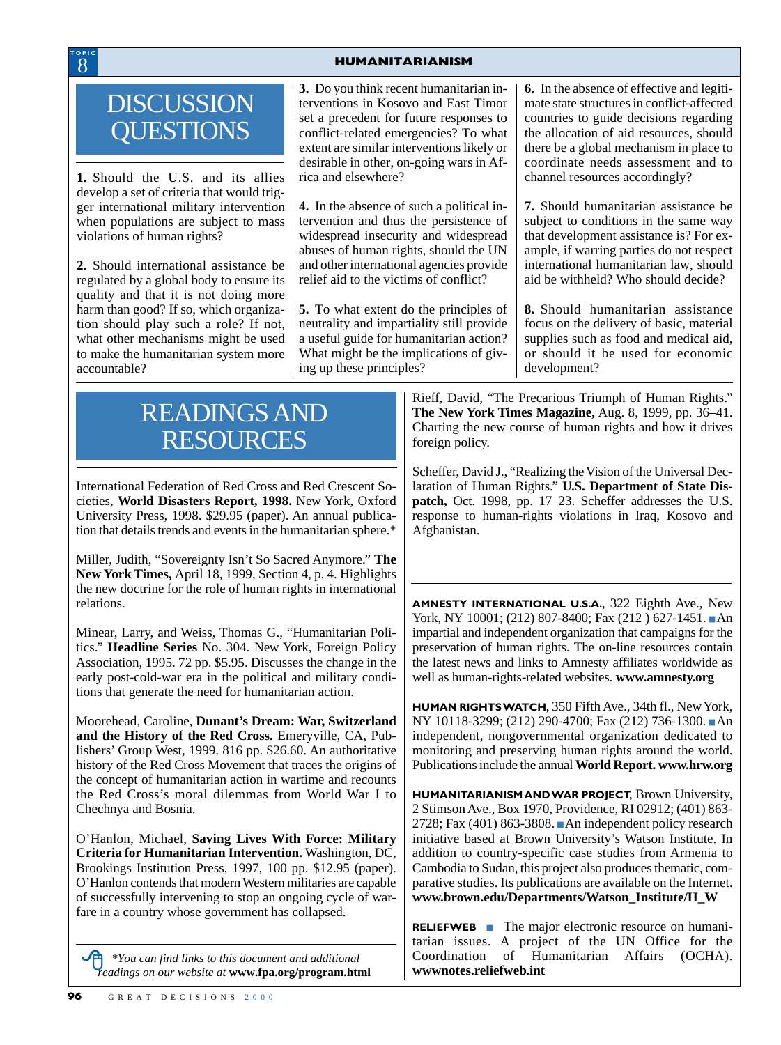## HUMANITARIANISM

# DISCUSSION QUESTIONS

**1.** Should the U.S. and its allies develop a set of criteria that would trigger international military intervention when populations are subject to mass violations of human rights?

**2.** Should international assistance be regulated by a global body to ensure its quality and that it is not doing more harm than good? If so, which organization should play such a role? If not, what other mechanisms might be used to make the humanitarian system more accountable?

**3.** Do you think recent humanitarian interventions in Kosovo and East Timor set a precedent for future responses to conflict-related emergencies? To what extent are similar interventions likely or desirable in other, on-going wars in Africa and elsewhere?

**4.** In the absence of such a political intervention and thus the persistence of widespread insecurity and widespread abuses of human rights, should the UN and other international agencies provide relief aid to the victims of conflict?

**5.** To what extent do the principles of neutrality and impartiality still provide a useful guide for humanitarian action? What might be the implications of giving up these principles?

**6.** In the absence of effective and legitimate state structures in conflict-affected countries to guide decisions regarding the allocation of aid resources, should there be a global mechanism in place to coordinate needs assessment and to channel resources accordingly?

**7.** Should humanitarian assistance be subject to conditions in the same way that development assistance is? For example, if warring parties do not respect international humanitarian law, should aid be withheld? Who should decide?

**8.** Should humanitarian assistance focus on the delivery of basic, material supplies such as food and medical aid, or should it be used for economic development?

# READINGS AND RESOURCES

International Federation of Red Cross and Red Crescent Societies, **World Disasters Report, 1998.** New York, Oxford University Press, 1998. $29.95 (paper). An annual publication that details trends and events in the humanitarian sphere.*

Miller, Judith, "Sovereignty Isn't So Sacred Anymore." **The New York Times,** April 18, 1999, Section 4, p. 4. Highlights the new doctrine for the role of human rights in international relations.

Minear, Larry, and Weiss, Thomas G., "Humanitarian Politics." **Headline Series** No. 304. New York, Foreign Policy Association, 1995. 72 pp. $5.95. Discusses the change in the early post-cold-war era in the political and military conditions that generate the need for humanitarian action.

Moorehead, Caroline, **Dunant's Dream: War, Switzerland and the History of the Red Cross.** Emeryville, CA, Publishers' Group West, 1999. 816 pp. $26.60. An authoritative history of the Red Cross Movement that traces the origins of the concept of humanitarian action in wartime and recounts the Red Cross's moral dilemmas from World War I to Chechnya and Bosnia.

O'Hanlon, Michael, **Saving Lives With Force: Military Criteria for Humanitarian Intervention.** Washington, DC, Brookings Institution Press, 1997, 100 pp. $12.95 (paper). O'Hanlon contends that modern Western militaries are capable of successfully intervening to stop an ongoing cycle of warfare in a country whose government has collapsed.

Rieff, David, "The Precarious Triumph of Human Rights." **The New York Times Magazine,** Aug. 8, 1999, pp. 36–41. Charting the new course of human rights and how it drives foreign policy.

Scheffer, David J., "Realizing the Vision of the Universal Declaration of Human Rights." **U.S. Department of State Dispatch,** Oct. 1998, pp. 17–23. Scheffer addresses the U.S. response to human-rights violations in Iraq, Kosovo and Afghanistan.

**AMNESTY INTERNATIONAL U.S.A.,** 322 Eighth Ave., New York, NY 10001; (212) 807-8400; Fax (212 ) 627-1451. ■ An impartial and independent organization that campaigns for the preservation of human rights. The on-line resources contain the latest news and links to Amnesty affiliates worldwide as well as human-rights-related websites. **www.amnesty.org**

**HUMAN RIGHTS WATCH,** 350 Fifth Ave., 34th fl., New York, NY 10118-3299; (212) 290-4700; Fax (212) 736-1300. ■ An independent, nongovernmental organization dedicated to monitoring and preserving human rights around the world. Publications include the annual **World Report. www.hrw.org**

**HUMANITARIANISM AND WAR PROJECT,** Brown University, 2 Stimson Ave., Box 1970, Providence, RI 02912; (401) 863-2728; Fax (401) 863-3808. ■ An independent policy research initiative based at Brown University's Watson Institute. In addition to country-specific case studies from Armenia to Cambodia to Sudan, this project also produces thematic, comparative studies. Its publications are available on the Internet. **www.brown.edu/Departments/Watson_Institute/H_W**

**RELIEFWEB** ■ The major electronic resource on humanitarian issues. A project of the UN Office for the Coordination of Humanitarian Affairs (OCHA). **wwwnotes.reliefweb.int**

*\*You can find links to this document and additional readings on our website at* **www.fpa.org/program.html**